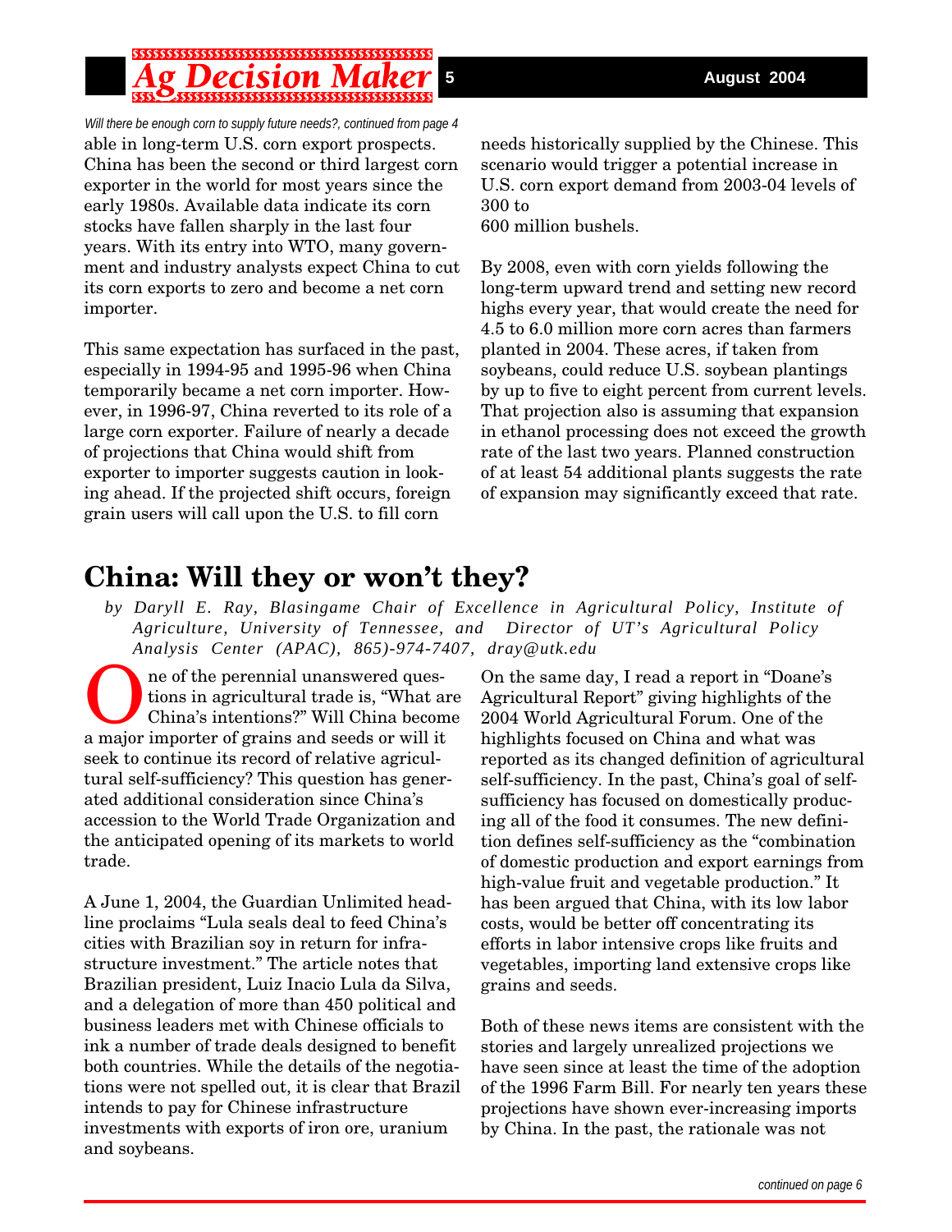*Will there be enough corn to supply future needs?, continued from page 4*

able in long-term U.S. corn export prospects. China has been the second or third largest corn exporter in the world for most years since the early 1980s. Available data indicate its corn stocks have fallen sharply in the last four years. With its entry into WTO, many government and industry analysts expect China to cut its corn exports to zero and become a net corn importer.

This same expectation has surfaced in the past, especially in 1994-95 and 1995-96 when China temporarily became a net corn importer. However, in 1996-97, China reverted to its role of a large corn exporter. Failure of nearly a decade of projections that China would shift from exporter to importer suggests caution in looking ahead. If the projected shift occurs, foreign grain users will call upon the U.S. to fill corn needs historically supplied by the Chinese. This scenario would trigger a potential increase in U.S. corn export demand from 2003-04 levels of 300 to 600 million bushels.

By 2008, even with corn yields following the long-term upward trend and setting new record highs every year, that would create the need for 4.5 to 6.0 million more corn acres than farmers planted in 2004. These acres, if taken from soybeans, could reduce U.S. soybean plantings by up to five to eight percent from current levels. That projection also is assuming that expansion in ethanol processing does not exceed the growth rate of the last two years. Planned construction of at least 54 additional plants suggests the rate of expansion may significantly exceed that rate.

## China: Will they or won't they?

*by Daryll E. Ray, Blasingame Chair of Excellence in Agricultural Policy, Institute of Agriculture, University of Tennessee, and Director of UT's Agricultural Policy Analysis Center (APAC), 865)-974-7407, dray@utk.edu*

One of the perennial unanswered questions in agricultural trade is, "What are China's intentions?" Will China become a major importer of grains and seeds or will it seek to continue its record of relative agricultural self-sufficiency? This question has generated additional consideration since China's accession to the World Trade Organization and the anticipated opening of its markets to world trade.

A June 1, 2004, the Guardian Unlimited headline proclaims "Lula seals deal to feed China's cities with Brazilian soy in return for infrastructure investment." The article notes that Brazilian president, Luiz Inacio Lula da Silva, and a delegation of more than 450 political and business leaders met with Chinese officials to ink a number of trade deals designed to benefit both countries. While the details of the negotiations were not spelled out, it is clear that Brazil intends to pay for Chinese infrastructure investments with exports of iron ore, uranium and soybeans.

On the same day, I read a report in "Doane's Agricultural Report" giving highlights of the 2004 World Agricultural Forum. One of the highlights focused on China and what was reported as its changed definition of agricultural self-sufficiency. In the past, China's goal of self-sufficiency has focused on domestically producing all of the food it consumes. The new definition defines self-sufficiency as the "combination of domestic production and export earnings from high-value fruit and vegetable production." It has been argued that China, with its low labor costs, would be better off concentrating its efforts in labor intensive crops like fruits and vegetables, importing land extensive crops like grains and seeds.

Both of these news items are consistent with the stories and largely unrealized projections we have seen since at least the time of the adoption of the 1996 Farm Bill. For nearly ten years these projections have shown ever-increasing imports by China. In the past, the rationale was not

*continued on page 6*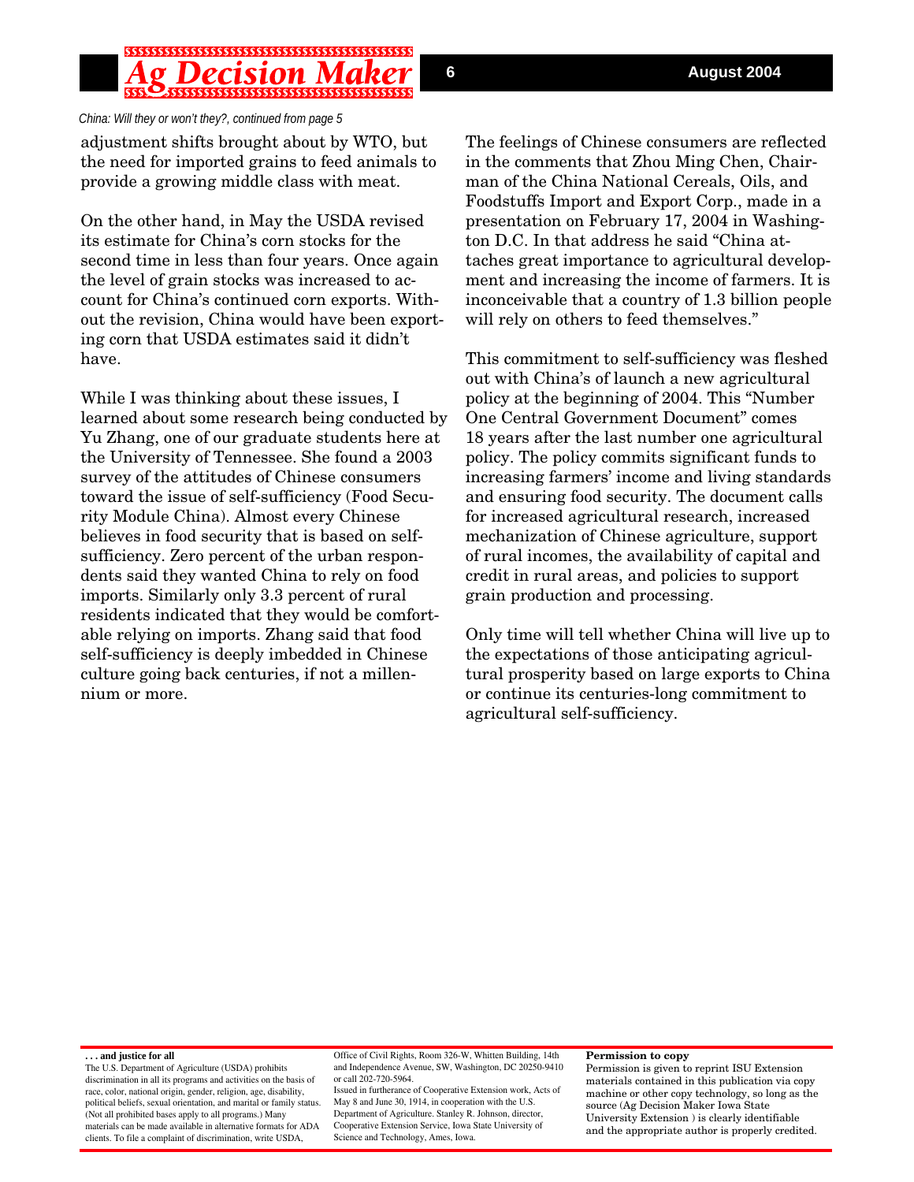*China: Will they or won't they?, continued from page 5*

adjustment shifts brought about by WTO, but the need for imported grains to feed animals to provide a growing middle class with meat.

On the other hand, in May the USDA revised its estimate for China's corn stocks for the second time in less than four years. Once again the level of grain stocks was increased to account for China's continued corn exports. Without the revision, China would have been exporting corn that USDA estimates said it didn't have.

While I was thinking about these issues, I learned about some research being conducted by Yu Zhang, one of our graduate students here at the University of Tennessee. She found a 2003 survey of the attitudes of Chinese consumers toward the issue of self-sufficiency (Food Security Module China). Almost every Chinese believes in food security that is based on self-sufficiency. Zero percent of the urban respondents said they wanted China to rely on food imports. Similarly only 3.3 percent of rural residents indicated that they would be comfortable relying on imports. Zhang said that food self-sufficiency is deeply imbedded in Chinese culture going back centuries, if not a millennium or more.

The feelings of Chinese consumers are reflected in the comments that Zhou Ming Chen, Chairman of the China National Cereals, Oils, and Foodstuffs Import and Export Corp., made in a presentation on February 17, 2004 in Washington D.C. In that address he said "China attaches great importance to agricultural development and increasing the income of farmers. It is inconceivable that a country of 1.3 billion people will rely on others to feed themselves."

This commitment to self-sufficiency was fleshed out with China's of launch a new agricultural policy at the beginning of 2004. This "Number One Central Government Document" comes 18 years after the last number one agricultural policy. The policy commits significant funds to increasing farmers' income and living standards and ensuring food security. The document calls for increased agricultural research, increased mechanization of Chinese agriculture, support of rural incomes, the availability of capital and credit in rural areas, and policies to support grain production and processing.

Only time will tell whether China will live up to the expectations of those anticipating agricultural prosperity based on large exports to China or continue its centuries-long commitment to agricultural self-sufficiency.

**. . . and justice for all**
The U.S. Department of Agriculture (USDA) prohibits discrimination in all its programs and activities on the basis of race, color, national origin, gender, religion, age, disability, political beliefs, sexual orientation, and marital or family status. (Not all prohibited bases apply to all programs.) Many materials can be made available in alternative formats for ADA clients. To file a complaint of discrimination, write USDA, Office of Civil Rights, Room 326-W, Whitten Building, 14th and Independence Avenue, SW, Washington, DC 20250-9410 or call 202-720-5964.
Issued in furtherance of Cooperative Extension work, Acts of May 8 and June 30, 1914, in cooperation with the U.S. Department of Agriculture. Stanley R. Johnson, director, Cooperative Extension Service, Iowa State University of Science and Technology, Ames, Iowa.

**Permission to copy**
Permission is given to reprint ISU Extension materials contained in this publication via copy machine or other copy technology, so long as the source (Ag Decision Maker Iowa State University Extension ) is clearly identifiable and the appropriate author is properly credited.